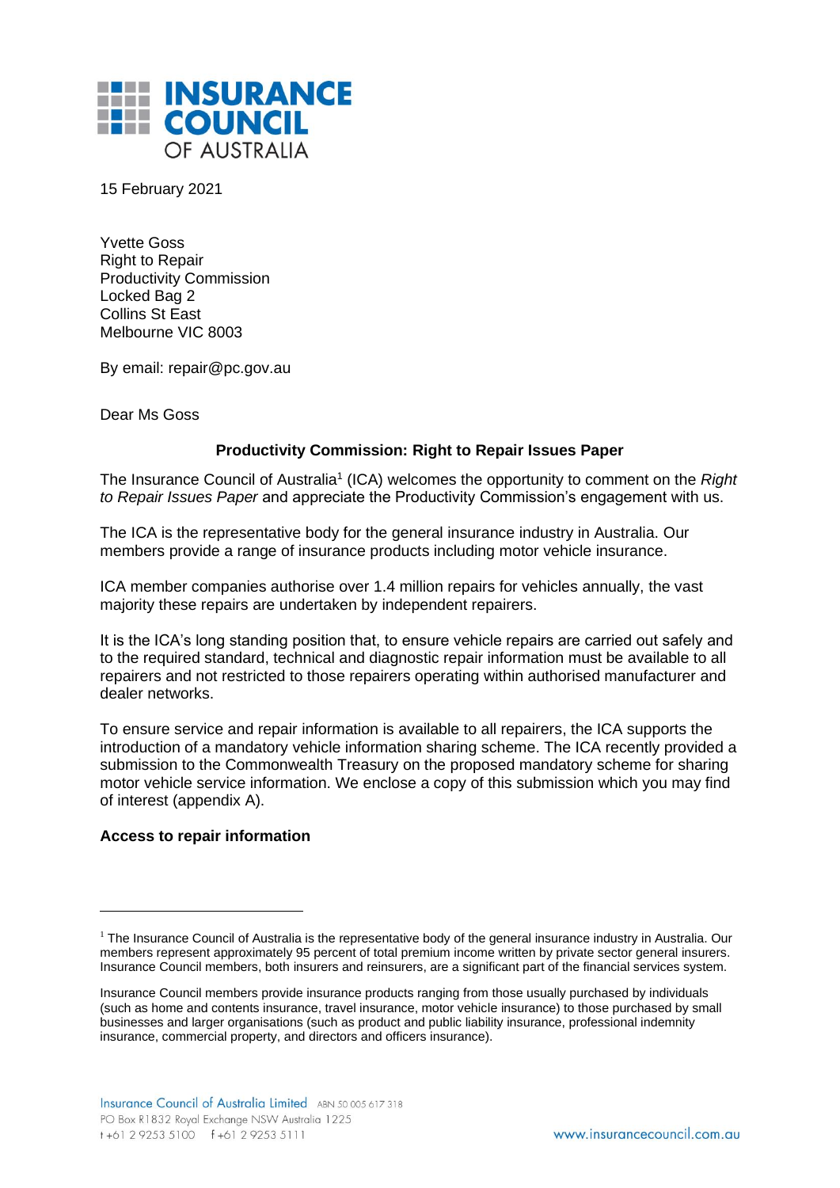**INSURANCE COUNCIL OF AUSTRALIA**

15 February 2021

Yvette Goss
Right to Repair
Productivity Commission
Locked Bag 2
Collins St East
Melbourne VIC 8003

By email: repair@pc.gov.au

Dear Ms Goss

**Productivity Commission: Right to Repair Issues Paper**

The Insurance Council of Australia[1] (ICA) welcomes the opportunity to comment on the *Right to Repair Issues Paper* and appreciate the Productivity Commission's engagement with us.

The ICA is the representative body for the general insurance industry in Australia. Our members provide a range of insurance products including motor vehicle insurance.

ICA member companies authorise over 1.4 million repairs for vehicles annually, the vast majority these repairs are undertaken by independent repairers.

It is the ICA's long standing position that, to ensure vehicle repairs are carried out safely and to the required standard, technical and diagnostic repair information must be available to all repairers and not restricted to those repairers operating within authorised manufacturer and dealer networks.

To ensure service and repair information is available to all repairers, the ICA supports the introduction of a mandatory vehicle information sharing scheme. The ICA recently provided a submission to the Commonwealth Treasury on the proposed mandatory scheme for sharing motor vehicle service information. We enclose a copy of this submission which you may find of interest (appendix A).

**Access to repair information**

---

[1] The Insurance Council of Australia is the representative body of the general insurance industry in Australia. Our members represent approximately 95 percent of total premium income written by private sector general insurers. Insurance Council members, both insurers and reinsurers, are a significant part of the financial services system.

Insurance Council members provide insurance products ranging from those usually purchased by individuals (such as home and contents insurance, travel insurance, motor vehicle insurance) to those purchased by small businesses and larger organisations (such as product and public liability insurance, professional indemnity insurance, commercial property, and directors and officers insurance).

Insurance Council of Australia Limited ABN 50 005 617 318
PO Box R1832 Royal Exchange NSW Australia 1225
t +61 2 9253 5100 f +61 2 9253 5111
www.insurancecouncil.com.au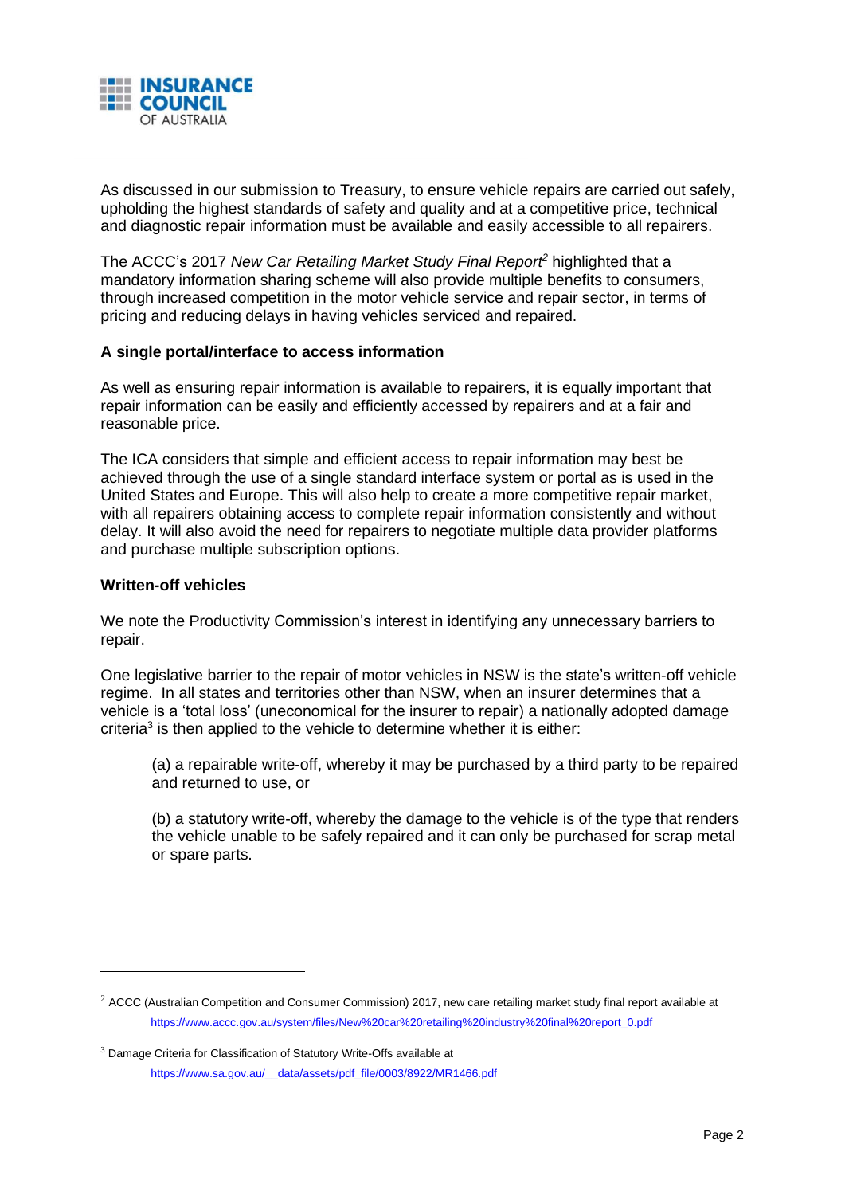As discussed in our submission to Treasury, to ensure vehicle repairs are carried out safely, upholding the highest standards of safety and quality and at a competitive price, technical and diagnostic repair information must be available and easily accessible to all repairers.

The ACCC's 2017 *New Car Retailing Market Study Final Report*[2] highlighted that a mandatory information sharing scheme will also provide multiple benefits to consumers, through increased competition in the motor vehicle service and repair sector, in terms of pricing and reducing delays in having vehicles serviced and repaired.

**A single portal/interface to access information**

As well as ensuring repair information is available to repairers, it is equally important that repair information can be easily and efficiently accessed by repairers and at a fair and reasonable price.

The ICA considers that simple and efficient access to repair information may best be achieved through the use of a single standard interface system or portal as is used in the United States and Europe. This will also help to create a more competitive repair market, with all repairers obtaining access to complete repair information consistently and without delay. It will also avoid the need for repairers to negotiate multiple data provider platforms and purchase multiple subscription options.

**Written-off vehicles**

We note the Productivity Commission's interest in identifying any unnecessary barriers to repair.

One legislative barrier to the repair of motor vehicles in NSW is the state's written-off vehicle regime. In all states and territories other than NSW, when an insurer determines that a vehicle is a 'total loss' (uneconomical for the insurer to repair) a nationally adopted damage criteria[3] is then applied to the vehicle to determine whether it is either:

> (a) a repairable write-off, whereby it may be purchased by a third party to be repaired and returned to use, or
>
> (b) a statutory write-off, whereby the damage to the vehicle is of the type that renders the vehicle unable to be safely repaired and it can only be purchased for scrap metal or spare parts.

---

[2] ACCC (Australian Competition and Consumer Commission) 2017, new care retailing market study final report available at https://www.accc.gov.au/system/files/New%20car%20retailing%20industry%20final%20report_0.pdf

[3] Damage Criteria for Classification of Statutory Write-Offs available at https://www.sa.gov.au/__data/assets/pdf_file/0003/8922/MR1466.pdf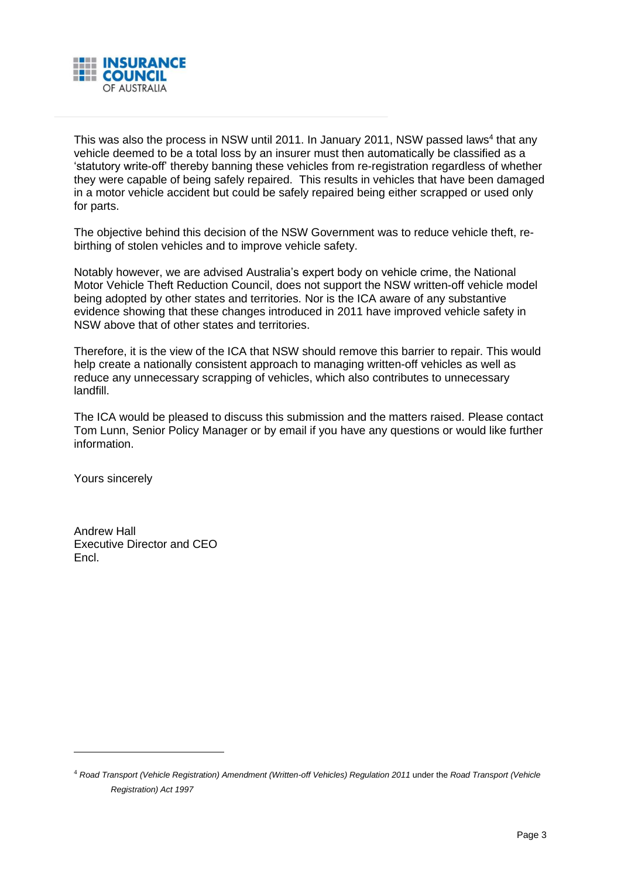This was also the process in NSW until 2011. In January 2011, NSW passed laws[4] that any vehicle deemed to be a total loss by an insurer must then automatically be classified as a 'statutory write-off' thereby banning these vehicles from re-registration regardless of whether they were capable of being safely repaired. This results in vehicles that have been damaged in a motor vehicle accident but could be safely repaired being either scrapped or used only for parts.

The objective behind this decision of the NSW Government was to reduce vehicle theft, re-birthing of stolen vehicles and to improve vehicle safety.

Notably however, we are advised Australia's expert body on vehicle crime, the National Motor Vehicle Theft Reduction Council, does not support the NSW written-off vehicle model being adopted by other states and territories. Nor is the ICA aware of any substantive evidence showing that these changes introduced in 2011 have improved vehicle safety in NSW above that of other states and territories.

Therefore, it is the view of the ICA that NSW should remove this barrier to repair. This would help create a nationally consistent approach to managing written-off vehicles as well as reduce any unnecessary scrapping of vehicles, which also contributes to unnecessary landfill.

The ICA would be pleased to discuss this submission and the matters raised. Please contact Tom Lunn, Senior Policy Manager or by email if you have any questions or would like further information.

Yours sincerely

Andrew Hall
Executive Director and CEO
Encl.

[4] *Road Transport (Vehicle Registration) Amendment (Written-off Vehicles) Regulation 2011* under the *Road Transport (Vehicle Registration) Act 1997*